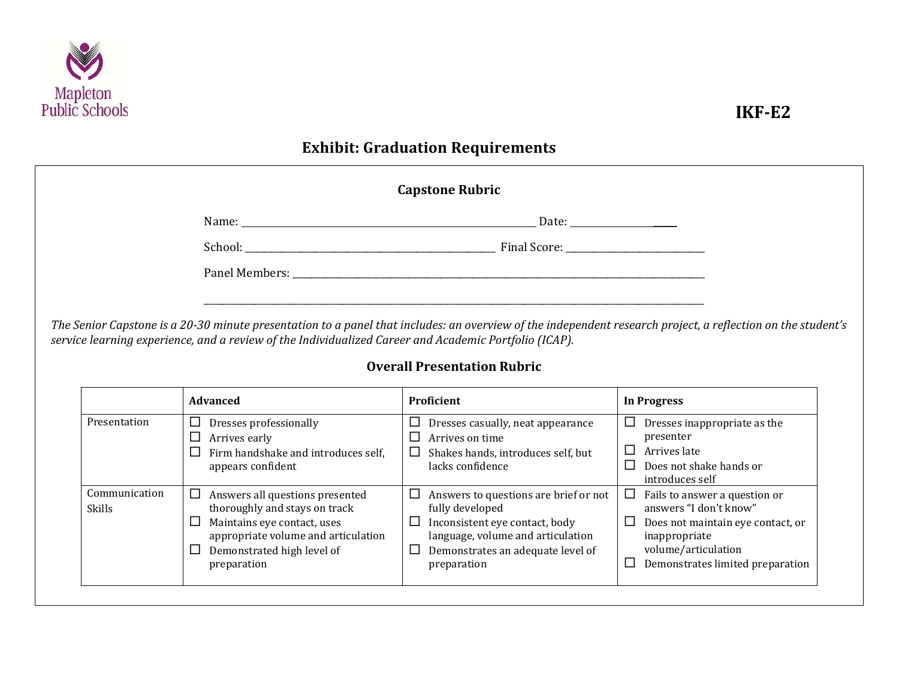Mapleton Public Schools

**IKF-E2**

# Exhibit: Graduation Requirements

## Capstone Rubric

Name: ______________________________ Date: ______________

School: ______________________________ Final Score: ______________

Panel Members: ______________________________________________

______________________________________________________________

*The Senior Capstone is a 20-30 minute presentation to a panel that includes: an overview of the independent research project, a reflection on the student's service learning experience, and a review of the Individualized Career and Academic Portfolio (ICAP).*

### Overall Presentation Rubric

| | **Advanced** | **Proficient** | **In Progress** |
|---|---|---|---|
| Presentation | ☐ Dresses professionally<br>☐ Arrives early<br>☐ Firm handshake and introduces self, appears confident | ☐ Dresses casually, neat appearance<br>☐ Arrives on time<br>☐ Shakes hands, introduces self, but lacks confidence | ☐ Dresses inappropriate as the presenter<br>☐ Arrives late<br>☐ Does not shake hands or introduces self |
| Communication Skills | ☐ Answers all questions presented thoroughly and stays on track<br>☐ Maintains eye contact, uses appropriate volume and articulation<br>☐ Demonstrated high level of preparation | ☐ Answers to questions are brief or not fully developed<br>☐ Inconsistent eye contact, body language, volume and articulation<br>☐ Demonstrates an adequate level of preparation | ☐ Fails to answer a question or answers "I don't know"<br>☐ Does not maintain eye contact, or inappropriate volume/articulation<br>☐ Demonstrates limited preparation |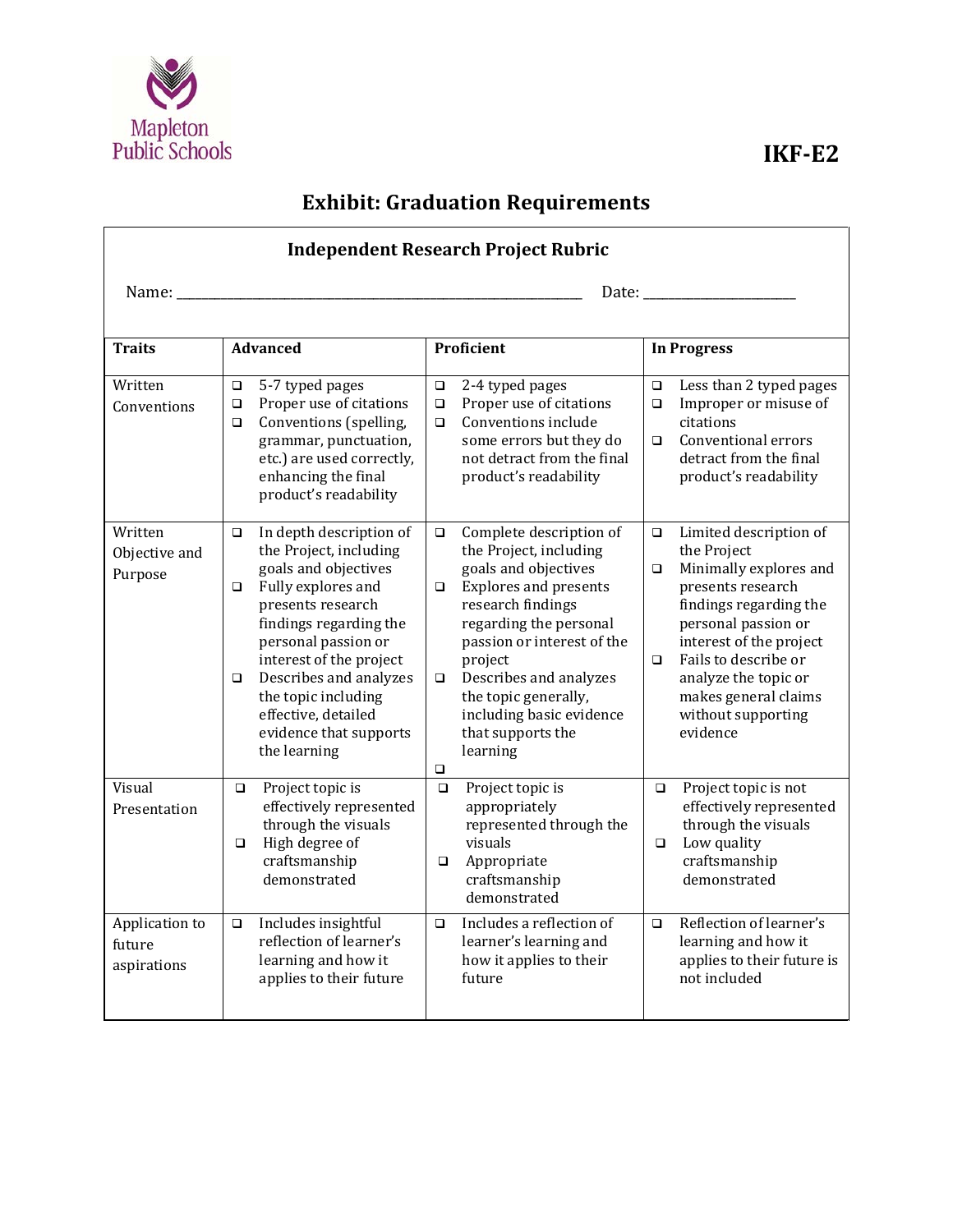Mapleton Public Schools

**IKF-E2**

# Exhibit: Graduation Requirements

## Independent Research Project Rubric

Name: ______________________________________________ Date: ____________________

| Traits | Advanced | Proficient | In Progress |
|---|---|---|---|
| Written Conventions | ❑ 5-7 typed pages<br>❑ Proper use of citations<br>❑ Conventions (spelling, grammar, punctuation, etc.) are used correctly, enhancing the final product's readability | ❑ 2-4 typed pages<br>❑ Proper use of citations<br>❑ Conventions include some errors but they do not detract from the final product's readability | ❑ Less than 2 typed pages<br>❑ Improper or misuse of citations<br>❑ Conventional errors detract from the final product's readability |
| Written Objective and Purpose | ❑ In depth description of the Project, including goals and objectives<br>❑ Fully explores and presents research findings regarding the personal passion or interest of the project<br>❑ Describes and analyzes the topic including effective, detailed evidence that supports the learning | ❑ Complete description of the Project, including goals and objectives<br>❑ Explores and presents research findings regarding the personal passion or interest of the project<br>❑ Describes and analyzes the topic generally, including basic evidence that supports the learning<br>❑ | ❑ Limited description of the Project<br>❑ Minimally explores and presents research findings regarding the personal passion or interest of the project<br>❑ Fails to describe or analyze the topic or makes general claims without supporting evidence |
| Visual Presentation | ❑ Project topic is effectively represented through the visuals<br>❑ High degree of craftsmanship demonstrated | ❑ Project topic is appropriately represented through the visuals<br>❑ Appropriate craftsmanship demonstrated | ❑ Project topic is not effectively represented through the visuals<br>❑ Low quality craftsmanship demonstrated |
| Application to future aspirations | ❑ Includes insightful reflection of learner's learning and how it applies to their future | ❑ Includes a reflection of learner's learning and how it applies to their future | ❑ Reflection of learner's learning and how it applies to their future is not included |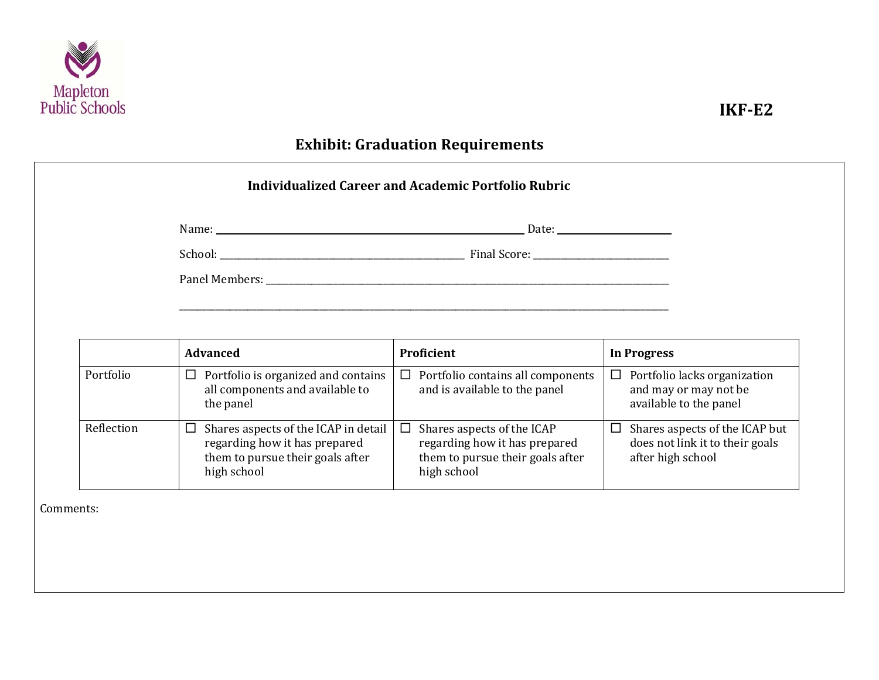Mapleton Public Schools

**IKF-E2**

## Exhibit: Graduation Requirements

### Individualized Career and Academic Portfolio Rubric

Name: ______________________________ Date: ______________

School: ______________________________ Final Score: ______________

Panel Members: ____________________________________________

____________________________________________

| | **Advanced** | **Proficient** | **In Progress** |
|---|---|---|---|
| Portfolio | ☐ Portfolio is organized and contains all components and available to the panel | ☐ Portfolio contains all components and is available to the panel | ☐ Portfolio lacks organization and may or may not be available to the panel |
| Reflection | ☐ Shares aspects of the ICAP in detail regarding how it has prepared them to pursue their goals after high school | ☐ Shares aspects of the ICAP regarding how it has prepared them to pursue their goals after high school | ☐ Shares aspects of the ICAP but does not link it to their goals after high school |

Comments: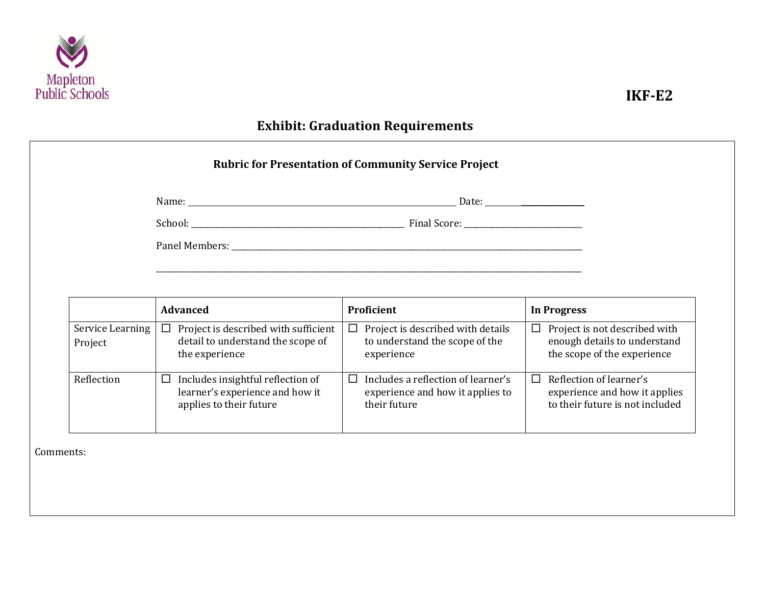Mapleton Public Schools

**IKF-E2**

## Exhibit: Graduation Requirements

### Rubric for Presentation of Community Service Project

Name: _______________________________________________ Date: ______________

School: ________________________________________ Final Score: ____________________

Panel Members: ______________________________________________________________

______________________________________________________________________________

| | Advanced | Proficient | In Progress |
|---|---|---|---|
| Service Learning Project | ☐ Project is described with sufficient detail to understand the scope of the experience | ☐ Project is described with details to understand the scope of the experience | ☐ Project is not described with enough details to understand the scope of the experience |
| Reflection | ☐ Includes insightful reflection of learner's experience and how it applies to their future | ☐ Includes a reflection of learner's experience and how it applies to their future | ☐ Reflection of learner's experience and how it applies to their future is not included |

Comments: